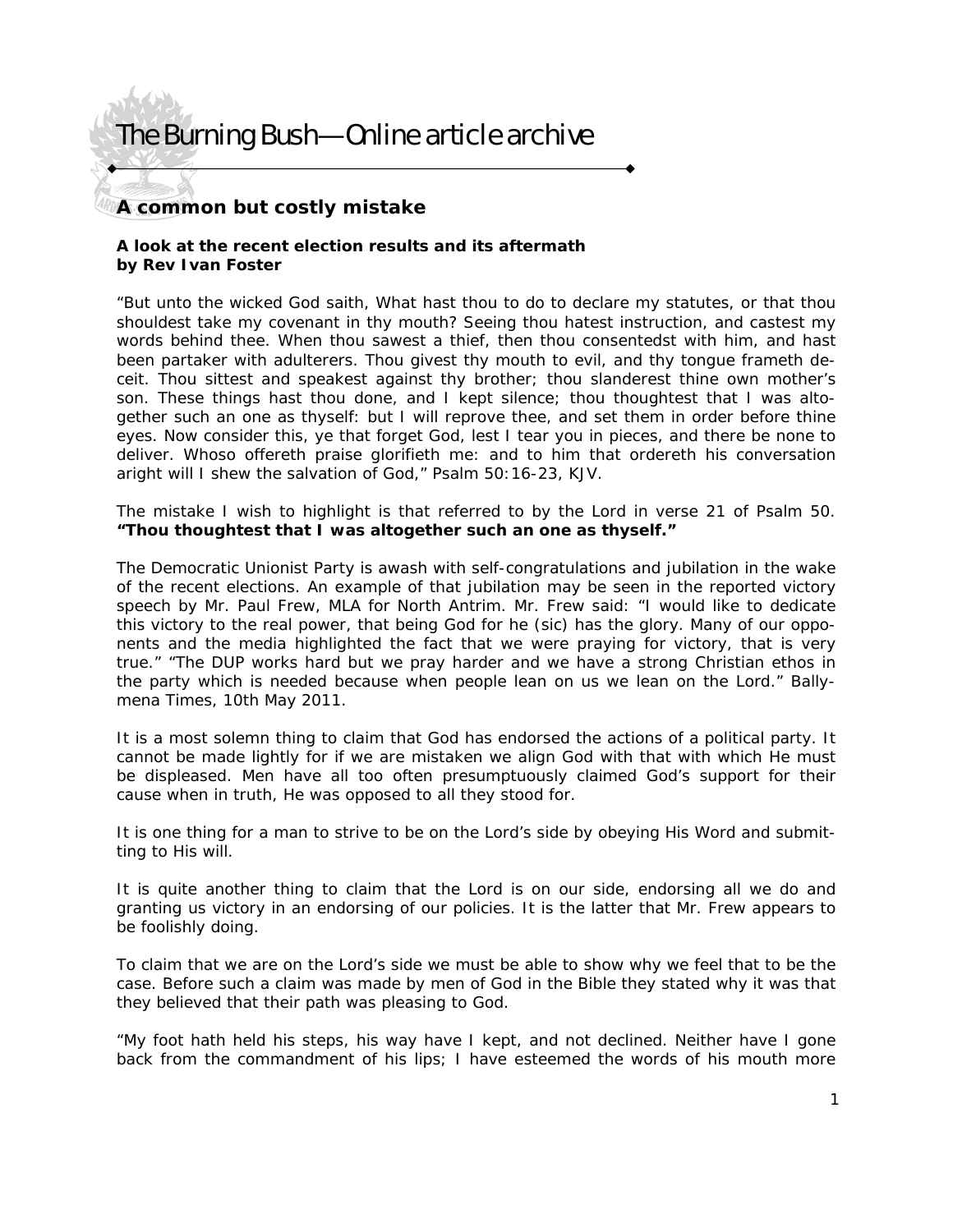# A common but costly mistake

**A look at the recent election results and its aftermath**
**by Rev Ivan Foster**

"But unto the wicked God saith, What hast thou to do to declare my statutes, or that thou shouldest take my covenant in thy mouth? Seeing thou hatest instruction, and castest my words behind thee. When thou sawest a thief, then thou consentedst with him, and hast been partaker with adulterers. Thou givest thy mouth to evil, and thy tongue frameth deceit. Thou sittest and speakest against thy brother; thou slanderest thine own mother's son. These things hast thou done, and I kept silence; thou thoughtest that I was altogether such an one as thyself: but I will reprove thee, and set them in order before thine eyes. Now consider this, ye that forget God, lest I tear you in pieces, and there be none to deliver. Whoso offereth praise glorifieth me: and to him that ordereth his conversation aright will I shew the salvation of God," Psalm 50:16-23, KJV.

The mistake I wish to highlight is that referred to by the Lord in verse 21 of Psalm 50. **"Thou thoughtest that I was altogether such an one as thyself."**

The Democratic Unionist Party is awash with self-congratulations and jubilation in the wake of the recent elections. An example of that jubilation may be seen in the reported victory speech by Mr. Paul Frew, MLA for North Antrim. Mr. Frew said: "I would like to dedicate this victory to the real power, that being God for he (sic) has the glory. Many of our opponents and the media highlighted the fact that we were praying for victory, that is very true." "The DUP works hard but we pray harder and we have a strong Christian ethos in the party which is needed because when people lean on us we lean on the Lord." Ballymena Times, 10th May 2011.

It is a most solemn thing to claim that God has endorsed the actions of a political party. It cannot be made lightly for if we are mistaken we align God with that with which He must be displeased. Men have all too often presumptuously claimed God's support for their cause when in truth, He was opposed to all they stood for.

It is one thing for a man to strive to be on the Lord's side by obeying His Word and submitting to His will.

It is quite another thing to claim that the Lord is on our side, endorsing all we do and granting us victory in an endorsing of our policies. It is the latter that Mr. Frew appears to be foolishly doing.

To claim that we are on the Lord's side we must be able to show why we feel that to be the case. Before such a claim was made by men of God in the Bible they stated why it was that they believed that their path was pleasing to God.

"My foot hath held his steps, his way have I kept, and not declined. Neither have I gone back from the commandment of his lips; I have esteemed the words of his mouth more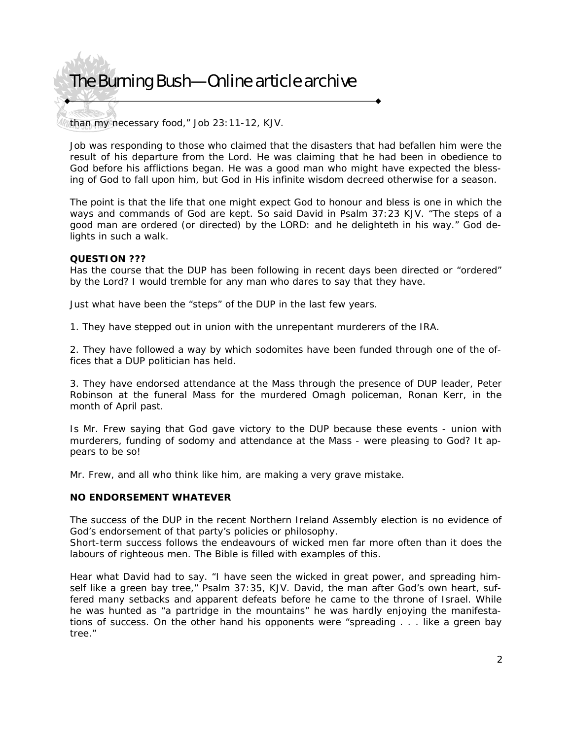than my necessary food," Job 23:11-12, KJV.

Job was responding to those who claimed that the disasters that had befallen him were the result of his departure from the Lord. He was claiming that he had been in obedience to God before his afflictions began. He was a good man who might have expected the blessing of God to fall upon him, but God in His infinite wisdom decreed otherwise for a season.

The point is that the life that one might expect God to honour and bless is one in which the ways and commands of God are kept. So said David in Psalm 37:23 KJV. "The steps of a good man are ordered (or directed) by the LORD: and he delighteth in his way." God delights in such a walk.

**QUESTION ???**

Has the course that the DUP has been following in recent days been directed or "ordered" by the Lord? I would tremble for any man who dares to say that they have.

Just what have been the "steps" of the DUP in the last few years.

1. They have stepped out in union with the unrepentant murderers of the IRA.

2. They have followed a way by which sodomites have been funded through one of the offices that a DUP politician has held.

3. They have endorsed attendance at the Mass through the presence of DUP leader, Peter Robinson at the funeral Mass for the murdered Omagh policeman, Ronan Kerr, in the month of April past.

Is Mr. Frew saying that God gave victory to the DUP because these events - union with murderers, funding of sodomy and attendance at the Mass - were pleasing to God? It appears to be so!

Mr. Frew, and all who think like him, are making a very grave mistake.

**NO ENDORSEMENT WHATEVER**

The success of the DUP in the recent Northern Ireland Assembly election is no evidence of God's endorsement of that party's policies or philosophy.
Short-term success follows the endeavours of wicked men far more often than it does the labours of righteous men. The Bible is filled with examples of this.

Hear what David had to say. "I have seen the wicked in great power, and spreading himself like a green bay tree," Psalm 37:35, KJV. David, the man after God's own heart, suffered many setbacks and apparent defeats before he came to the throne of Israel. While he was hunted as "a partridge in the mountains" he was hardly enjoying the manifestations of success. On the other hand his opponents were "spreading . . . like a green bay tree."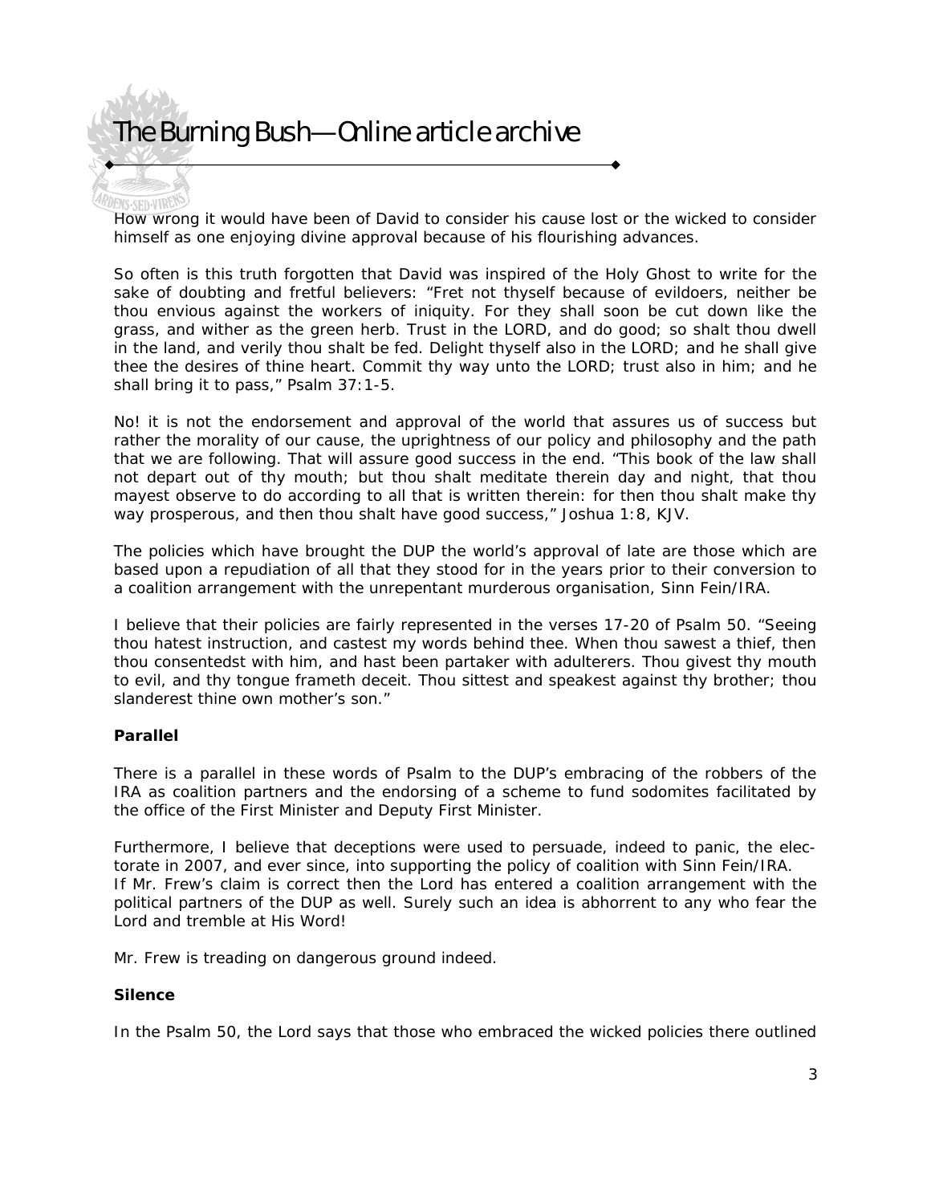How wrong it would have been of David to consider his cause lost or the wicked to consider himself as one enjoying divine approval because of his flourishing advances.

So often is this truth forgotten that David was inspired of the Holy Ghost to write for the sake of doubting and fretful believers: "Fret not thyself because of evildoers, neither be thou envious against the workers of iniquity. For they shall soon be cut down like the grass, and wither as the green herb. Trust in the LORD, and do good; so shalt thou dwell in the land, and verily thou shalt be fed. Delight thyself also in the LORD; and he shall give thee the desires of thine heart. Commit thy way unto the LORD; trust also in him; and he shall bring it to pass," Psalm 37:1-5.

No! it is not the endorsement and approval of the world that assures us of success but rather the morality of our cause, the uprightness of our policy and philosophy and the path that we are following. That will assure good success in the end. "This book of the law shall not depart out of thy mouth; but thou shalt meditate therein day and night, that thou mayest observe to do according to all that is written therein: for then thou shalt make thy way prosperous, and then thou shalt have good success," Joshua 1:8, KJV.

The policies which have brought the DUP the world's approval of late are those which are based upon a repudiation of all that they stood for in the years prior to their conversion to a coalition arrangement with the unrepentant murderous organisation, Sinn Fein/IRA.

I believe that their policies are fairly represented in the verses 17-20 of Psalm 50. "Seeing thou hatest instruction, and castest my words behind thee. When thou sawest a thief, then thou consentedst with him, and hast been partaker with adulterers. Thou givest thy mouth to evil, and thy tongue frameth deceit. Thou sittest and speakest against thy brother; thou slanderest thine own mother's son."

**Parallel**

There is a parallel in these words of Psalm to the DUP's embracing of the robbers of the IRA as coalition partners and the endorsing of a scheme to fund sodomites facilitated by the office of the First Minister and Deputy First Minister.

Furthermore, I believe that deceptions were used to persuade, indeed to panic, the electorate in 2007, and ever since, into supporting the policy of coalition with Sinn Fein/IRA.
If Mr. Frew's claim is correct then the Lord has entered a coalition arrangement with the political partners of the DUP as well. Surely such an idea is abhorrent to any who fear the Lord and tremble at His Word!

Mr. Frew is treading on dangerous ground indeed.

**Silence**

In the Psalm 50, the Lord says that those who embraced the wicked policies there outlined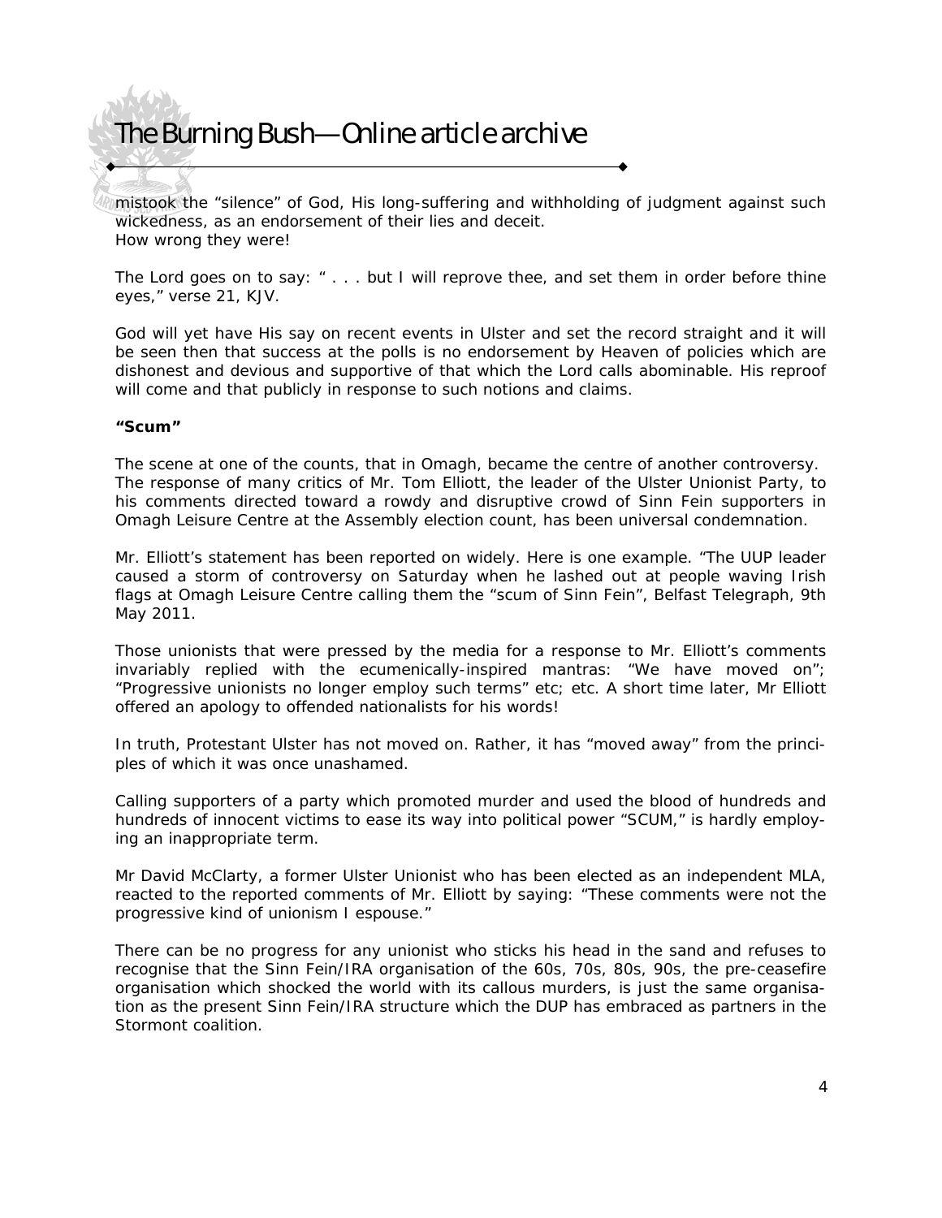mistook the "silence" of God, His long-suffering and withholding of judgment against such wickedness, as an endorsement of their lies and deceit.
How wrong they were!

The Lord goes on to say: " . . . but I will reprove thee, and set them in order before thine eyes," verse 21, KJV.

God will yet have His say on recent events in Ulster and set the record straight and it will be seen then that success at the polls is no endorsement by Heaven of policies which are dishonest and devious and supportive of that which the Lord calls abominable. His reproof will come and that publicly in response to such notions and claims.

**"Scum"**

The scene at one of the counts, that in Omagh, became the centre of another controversy. The response of many critics of Mr. Tom Elliott, the leader of the Ulster Unionist Party, to his comments directed toward a rowdy and disruptive crowd of Sinn Fein supporters in Omagh Leisure Centre at the Assembly election count, has been universal condemnation.

Mr. Elliott's statement has been reported on widely. Here is one example. "The UUP leader caused a storm of controversy on Saturday when he lashed out at people waving Irish flags at Omagh Leisure Centre calling them the "scum of Sinn Fein", Belfast Telegraph, 9th May 2011.

Those unionists that were pressed by the media for a response to Mr. Elliott's comments invariably replied with the ecumenically-inspired mantras: "We have moved on"; "Progressive unionists no longer employ such terms" etc; etc. A short time later, Mr Elliott offered an apology to offended nationalists for his words!

In truth, Protestant Ulster has not moved on. Rather, it has "moved away" from the principles of which it was once unashamed.

Calling supporters of a party which promoted murder and used the blood of hundreds and hundreds of innocent victims to ease its way into political power "SCUM," is hardly employing an inappropriate term.

Mr David McClarty, a former Ulster Unionist who has been elected as an independent MLA, reacted to the reported comments of Mr. Elliott by saying: "These comments were not the progressive kind of unionism I espouse."

There can be no progress for any unionist who sticks his head in the sand and refuses to recognise that the Sinn Fein/IRA organisation of the 60s, 70s, 80s, 90s, the pre-ceasefire organisation which shocked the world with its callous murders, is just the same organisation as the present Sinn Fein/IRA structure which the DUP has embraced as partners in the Stormont coalition.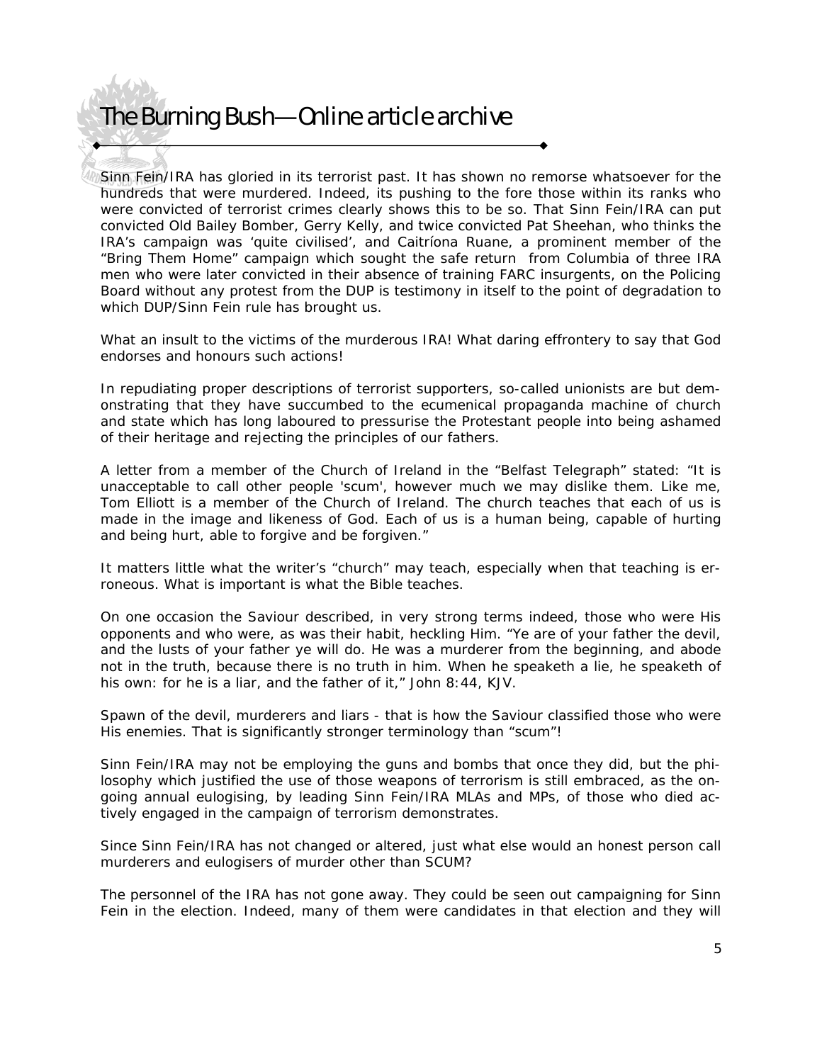Sinn Fein/IRA has gloried in its terrorist past. It has shown no remorse whatsoever for the hundreds that were murdered. Indeed, its pushing to the fore those within its ranks who were convicted of terrorist crimes clearly shows this to be so. That Sinn Fein/IRA can put convicted Old Bailey Bomber, Gerry Kelly, and twice convicted Pat Sheehan, who thinks the IRA's campaign was 'quite civilised', and Caitríona Ruane, a prominent member of the "Bring Them Home" campaign which sought the safe return from Columbia of three IRA men who were later convicted in their absence of training FARC insurgents, on the Policing Board without any protest from the DUP is testimony in itself to the point of degradation to which DUP/Sinn Fein rule has brought us.

What an insult to the victims of the murderous IRA! What daring effrontery to say that God endorses and honours such actions!

In repudiating proper descriptions of terrorist supporters, so-called unionists are but demonstrating that they have succumbed to the ecumenical propaganda machine of church and state which has long laboured to pressurise the Protestant people into being ashamed of their heritage and rejecting the principles of our fathers.

A letter from a member of the Church of Ireland in the "Belfast Telegraph" stated: "It is unacceptable to call other people 'scum', however much we may dislike them. Like me, Tom Elliott is a member of the Church of Ireland. The church teaches that each of us is made in the image and likeness of God. Each of us is a human being, capable of hurting and being hurt, able to forgive and be forgiven."

It matters little what the writer's "church" may teach, especially when that teaching is erroneous. What is important is what the Bible teaches.

On one occasion the Saviour described, in very strong terms indeed, those who were His opponents and who were, as was their habit, heckling Him. "Ye are of your father the devil, and the lusts of your father ye will do. He was a murderer from the beginning, and abode not in the truth, because there is no truth in him. When he speaketh a lie, he speaketh of his own: for he is a liar, and the father of it," John 8:44, KJV.

Spawn of the devil, murderers and liars - that is how the Saviour classified those who were His enemies. That is significantly stronger terminology than "scum"!

Sinn Fein/IRA may not be employing the guns and bombs that once they did, but the philosophy which justified the use of those weapons of terrorism is still embraced, as the ongoing annual eulogising, by leading Sinn Fein/IRA MLAs and MPs, of those who died actively engaged in the campaign of terrorism demonstrates.

Since Sinn Fein/IRA has not changed or altered, just what else would an honest person call murderers and eulogisers of murder other than SCUM?

The personnel of the IRA has not gone away. They could be seen out campaigning for Sinn Fein in the election. Indeed, many of them were candidates in that election and they will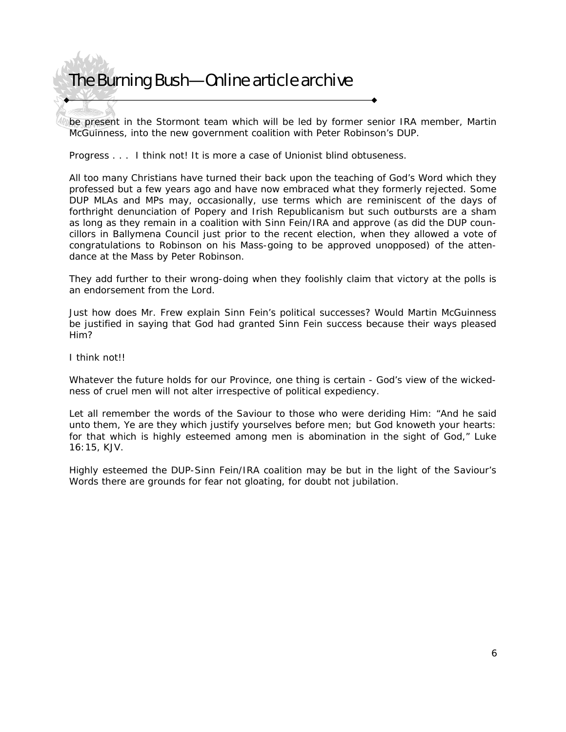be present in the Stormont team which will be led by former senior IRA member, Martin McGuinness, into the new government coalition with Peter Robinson's DUP.

Progress . . . I think not! It is more a case of Unionist blind obtuseness.

All too many Christians have turned their back upon the teaching of God's Word which they professed but a few years ago and have now embraced what they formerly rejected. Some DUP MLAs and MPs may, occasionally, use terms which are reminiscent of the days of forthright denunciation of Popery and Irish Republicanism but such outbursts are a sham as long as they remain in a coalition with Sinn Fein/IRA and approve (as did the DUP councillors in Ballymena Council just prior to the recent election, when they allowed a vote of congratulations to Robinson on his Mass-going to be approved unopposed) of the attendance at the Mass by Peter Robinson.

They add further to their wrong-doing when they foolishly claim that victory at the polls is an endorsement from the Lord.

Just how does Mr. Frew explain Sinn Fein's political successes? Would Martin McGuinness be justified in saying that God had granted Sinn Fein success because their ways pleased Him?

I think not!!

Whatever the future holds for our Province, one thing is certain - God's view of the wickedness of cruel men will not alter irrespective of political expediency.

Let all remember the words of the Saviour to those who were deriding Him: "And he said unto them, Ye are they which justify yourselves before men; but God knoweth your hearts: for that which is highly esteemed among men is abomination in the sight of God," Luke 16:15, KJV.

Highly esteemed the DUP-Sinn Fein/IRA coalition may be but in the light of the Saviour's Words there are grounds for fear not gloating, for doubt not jubilation.